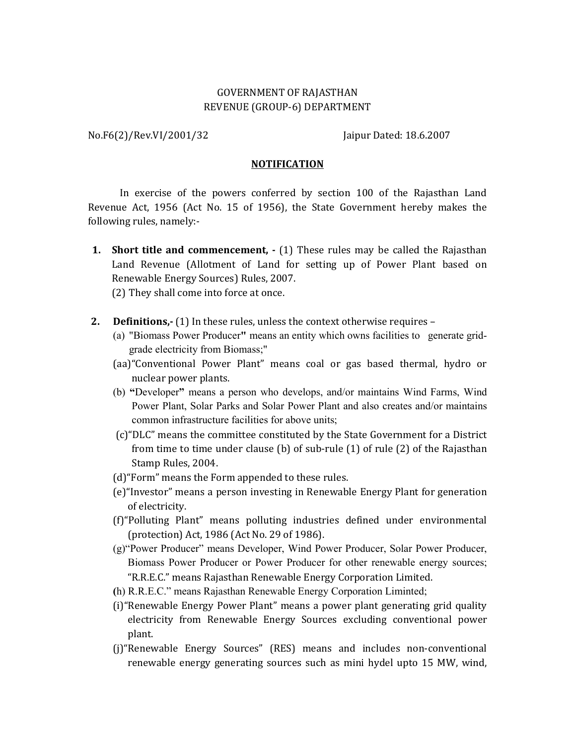GOVERNMENT OF RAJASTHAN
REVENUE (GROUP-6) DEPARTMENT

No.F6(2)/Rev.VI/2001/32 Jaipur Dated: 18.6.2007

**NOTIFICATION**

In exercise of the powers conferred by section 100 of the Rajasthan Land Revenue Act, 1956 (Act No. 15 of 1956), the State Government hereby makes the following rules, namely:-

1. **Short title and commencement, -** (1) These rules may be called the Rajasthan Land Revenue (Allotment of Land for setting up of Power Plant based on Renewable Energy Sources) Rules, 2007.
   (2) They shall come into force at once.

2. **Definitions,-** (1) In these rules, unless the context otherwise requires –
   (a) "Biomass Power Producer**"** means an entity which owns facilities to generate grid-grade electricity from Biomass;"
   (aa)"Conventional Power Plant" means coal or gas based thermal, hydro or nuclear power plants.
   (b) **"**Developer**"** means a person who develops, and/or maintains Wind Farms, Wind Power Plant, Solar Parks and Solar Power Plant and also creates and/or maintains common infrastructure facilities for above units;
   (c)"DLC" means the committee constituted by the State Government for a District from time to time under clause (b) of sub-rule (1) of rule (2) of the Rajasthan Stamp Rules, 2004.
   (d)"Form" means the Form appended to these rules.
   (e)"Investor" means a person investing in Renewable Energy Plant for generation of electricity.
   (f)"Polluting Plant" means polluting industries defined under environmental (protection) Act, 1986 (Act No. 29 of 1986).
   (g)"Power Producer" means Developer, Wind Power Producer, Solar Power Producer, Biomass Power Producer or Power Producer for other renewable energy sources; "R.R.E.C." means Rajasthan Renewable Energy Corporation Limited.
   (h) R.R.E.C." means Rajasthan Renewable Energy Corporation Liminted;
   (i)"Renewable Energy Power Plant" means a power plant generating grid quality electricity from Renewable Energy Sources excluding conventional power plant.
   (j)"Renewable Energy Sources" (RES) means and includes non-conventional renewable energy generating sources such as mini hydel upto 15 MW, wind,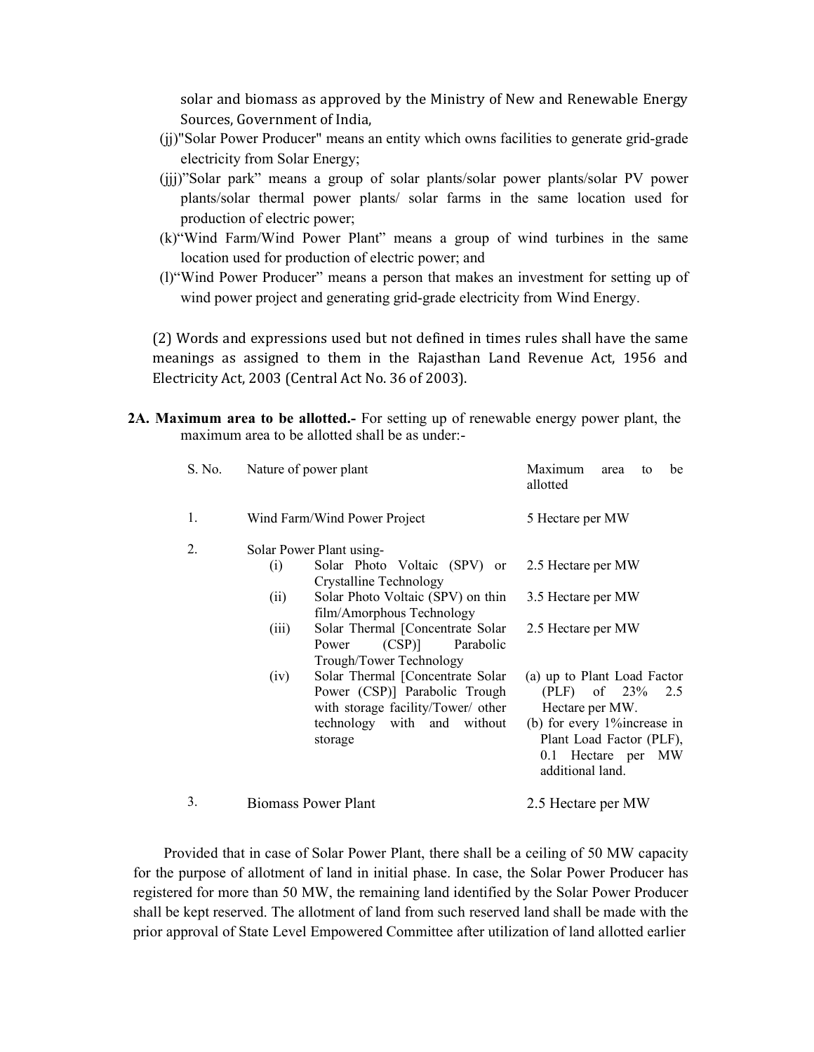solar and biomass as approved by the Ministry of New and Renewable Energy Sources, Government of India,

(jj)"Solar Power Producer" means an entity which owns facilities to generate grid-grade electricity from Solar Energy;

(jjj)"Solar park" means a group of solar plants/solar power plants/solar PV power plants/solar thermal power plants/ solar farms in the same location used for production of electric power;

(k)"Wind Farm/Wind Power Plant" means a group of wind turbines in the same location used for production of electric power; and

(l)"Wind Power Producer" means a person that makes an investment for setting up of wind power project and generating grid-grade electricity from Wind Energy.

(2) Words and expressions used but not defined in times rules shall have the same meanings as assigned to them in the Rajasthan Land Revenue Act, 1956 and Electricity Act, 2003 (Central Act No. 36 of 2003).

**2A. Maximum area to be allotted.-** For setting up of renewable energy power plant, the maximum area to be allotted shall be as under:-

| S. No. | Nature of power plant | | Maximum area to be allotted |
|---|---|---|---|
| 1. | Wind Farm/Wind Power Project | | 5 Hectare per MW |
| 2. | Solar Power Plant using- | | |
| | (i) | Solar Photo Voltaic (SPV) or Crystalline Technology | 2.5 Hectare per MW |
| | (ii) | Solar Photo Voltaic (SPV) on thin film/Amorphous Technology | 3.5 Hectare per MW |
| | (iii) | Solar Thermal [Concentrate Solar Power (CSP)] Parabolic Trough/Tower Technology | 2.5 Hectare per MW |
| | (iv) | Solar Thermal [Concentrate Solar Power (CSP)] Parabolic Trough with storage facility/Tower/ other technology with and without storage | (a) up to Plant Load Factor (PLF) of 23% 2.5 Hectare per MW. (b) for every 1%increase in Plant Load Factor (PLF), 0.1 Hectare per MW additional land. |
| 3. | Biomass Power Plant | | 2.5 Hectare per MW |

Provided that in case of Solar Power Plant, there shall be a ceiling of 50 MW capacity for the purpose of allotment of land in initial phase. In case, the Solar Power Producer has registered for more than 50 MW, the remaining land identified by the Solar Power Producer shall be kept reserved. The allotment of land from such reserved land shall be made with the prior approval of State Level Empowered Committee after utilization of land allotted earlier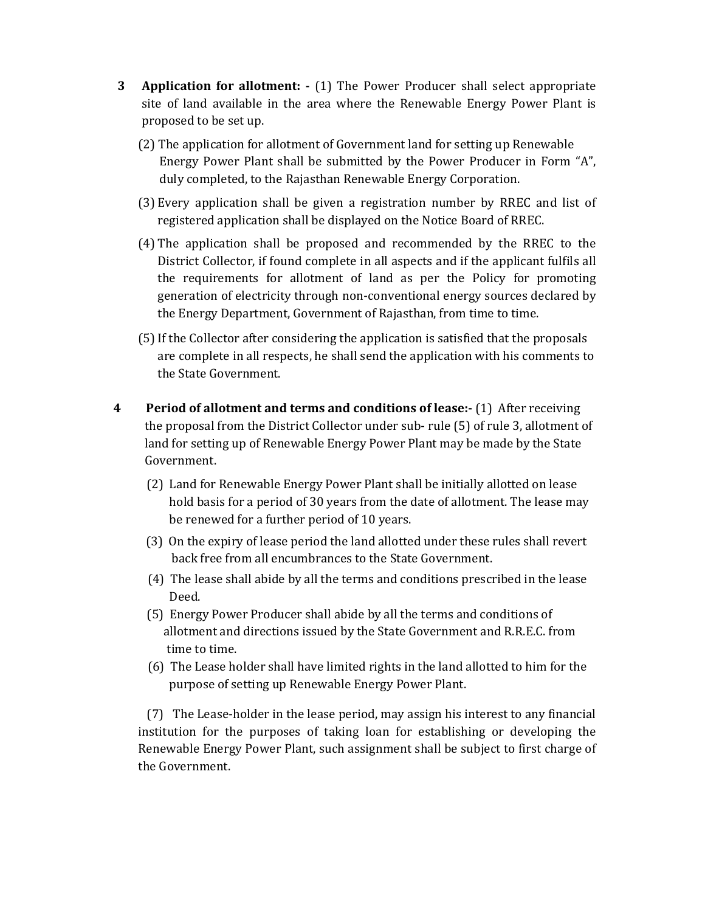**3 Application for allotment: -** (1) The Power Producer shall select appropriate site of land available in the area where the Renewable Energy Power Plant is proposed to be set up.

(2) The application for allotment of Government land for setting up Renewable Energy Power Plant shall be submitted by the Power Producer in Form "A", duly completed, to the Rajasthan Renewable Energy Corporation.

(3) Every application shall be given a registration number by RREC and list of registered application shall be displayed on the Notice Board of RREC.

(4) The application shall be proposed and recommended by the RREC to the District Collector, if found complete in all aspects and if the applicant fulfils all the requirements for allotment of land as per the Policy for promoting generation of electricity through non-conventional energy sources declared by the Energy Department, Government of Rajasthan, from time to time.

(5) If the Collector after considering the application is satisfied that the proposals are complete in all respects, he shall send the application with his comments to the State Government.

**4 Period of allotment and terms and conditions of lease:-** (1) After receiving the proposal from the District Collector under sub- rule (5) of rule 3, allotment of land for setting up of Renewable Energy Power Plant may be made by the State Government.

(2) Land for Renewable Energy Power Plant shall be initially allotted on lease hold basis for a period of 30 years from the date of allotment. The lease may be renewed for a further period of 10 years.

(3) On the expiry of lease period the land allotted under these rules shall revert back free from all encumbrances to the State Government.

(4) The lease shall abide by all the terms and conditions prescribed in the lease Deed.

(5) Energy Power Producer shall abide by all the terms and conditions of allotment and directions issued by the State Government and R.R.E.C. from time to time.

(6) The Lease holder shall have limited rights in the land allotted to him for the purpose of setting up Renewable Energy Power Plant.

(7) The Lease-holder in the lease period, may assign his interest to any financial institution for the purposes of taking loan for establishing or developing the Renewable Energy Power Plant, such assignment shall be subject to first charge of the Government.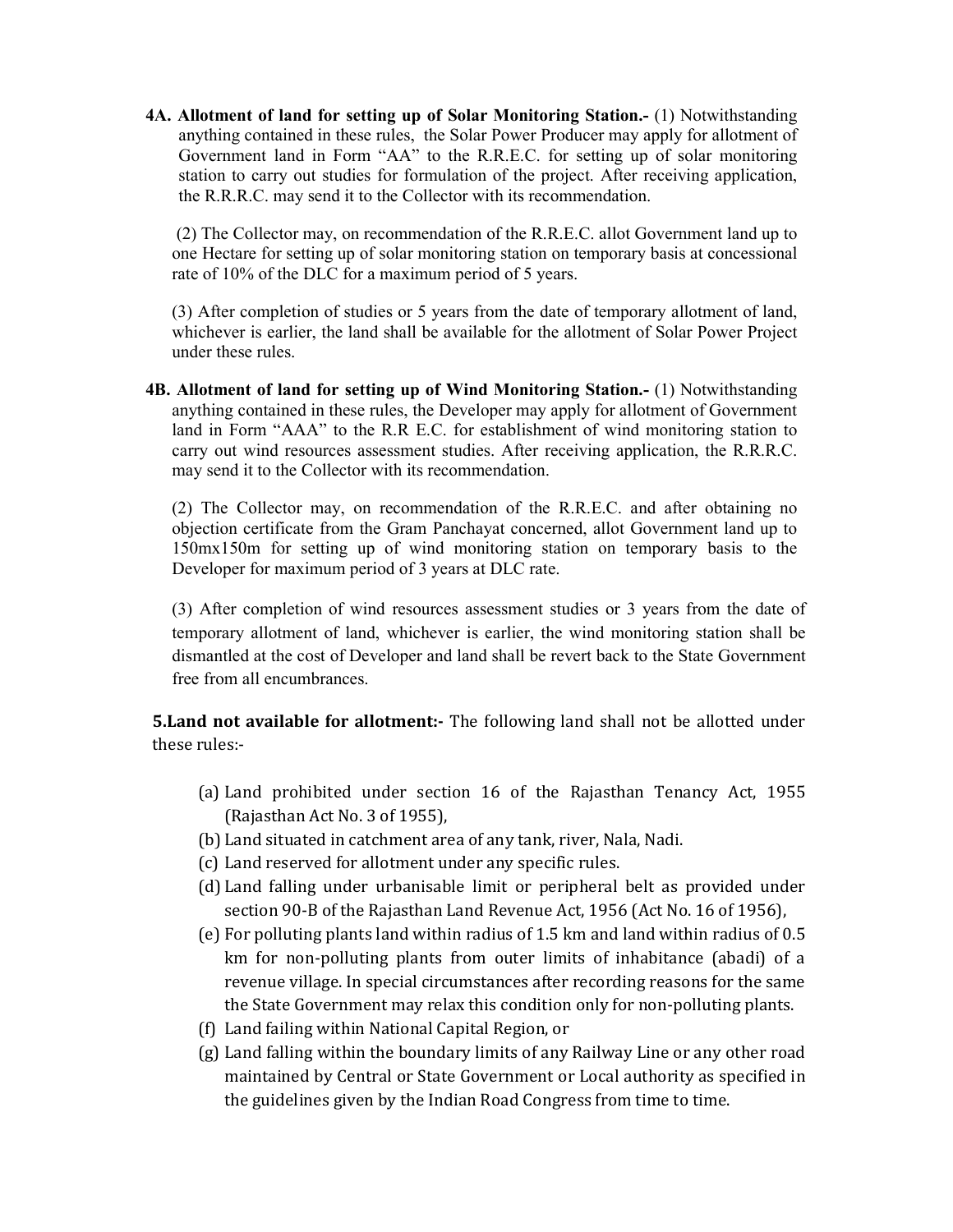**4A. Allotment of land for setting up of Solar Monitoring Station.-** (1) Notwithstanding anything contained in these rules, the Solar Power Producer may apply for allotment of Government land in Form "AA" to the R.R.E.C. for setting up of solar monitoring station to carry out studies for formulation of the project. After receiving application, the R.R.R.C. may send it to the Collector with its recommendation.

(2) The Collector may, on recommendation of the R.R.E.C. allot Government land up to one Hectare for setting up of solar monitoring station on temporary basis at concessional rate of 10% of the DLC for a maximum period of 5 years.

(3) After completion of studies or 5 years from the date of temporary allotment of land, whichever is earlier, the land shall be available for the allotment of Solar Power Project under these rules.

**4B. Allotment of land for setting up of Wind Monitoring Station.-** (1) Notwithstanding anything contained in these rules, the Developer may apply for allotment of Government land in Form "AAA" to the R.R E.C. for establishment of wind monitoring station to carry out wind resources assessment studies. After receiving application, the R.R.R.C. may send it to the Collector with its recommendation.

(2) The Collector may, on recommendation of the R.R.E.C. and after obtaining no objection certificate from the Gram Panchayat concerned, allot Government land up to 150mx150m for setting up of wind monitoring station on temporary basis to the Developer for maximum period of 3 years at DLC rate.

(3) After completion of wind resources assessment studies or 3 years from the date of temporary allotment of land, whichever is earlier, the wind monitoring station shall be dismantled at the cost of Developer and land shall be revert back to the State Government free from all encumbrances.

**5.Land not available for allotment:-** The following land shall not be allotted under these rules:-

(a) Land prohibited under section 16 of the Rajasthan Tenancy Act, 1955 (Rajasthan Act No. 3 of 1955),

(b) Land situated in catchment area of any tank, river, Nala, Nadi.

(c) Land reserved for allotment under any specific rules.

(d) Land falling under urbanisable limit or peripheral belt as provided under section 90-B of the Rajasthan Land Revenue Act, 1956 (Act No. 16 of 1956),

(e) For polluting plants land within radius of 1.5 km and land within radius of 0.5 km for non-polluting plants from outer limits of inhabitance (abadi) of a revenue village. In special circumstances after recording reasons for the same the State Government may relax this condition only for non-polluting plants.

(f) Land failing within National Capital Region, or

(g) Land falling within the boundary limits of any Railway Line or any other road maintained by Central or State Government or Local authority as specified in the guidelines given by the Indian Road Congress from time to time.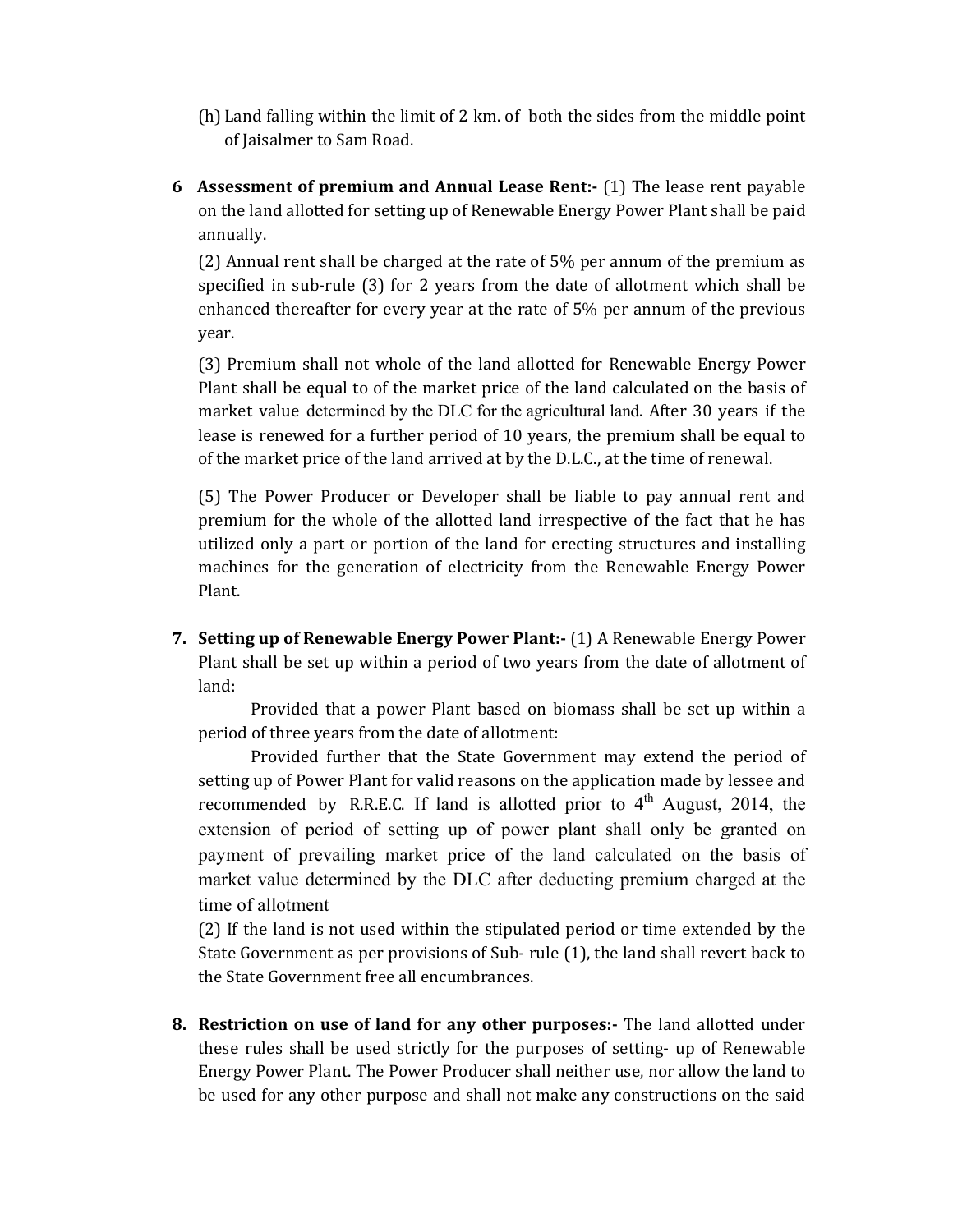(h) Land falling within the limit of 2 km. of both the sides from the middle point of Jaisalmer to Sam Road.

**6 Assessment of premium and Annual Lease Rent:-** (1) The lease rent payable on the land allotted for setting up of Renewable Energy Power Plant shall be paid annually.

(2) Annual rent shall be charged at the rate of 5% per annum of the premium as specified in sub-rule (3) for 2 years from the date of allotment which shall be enhanced thereafter for every year at the rate of 5% per annum of the previous year.

(3) Premium shall not whole of the land allotted for Renewable Energy Power Plant shall be equal to of the market price of the land calculated on the basis of market value determined by the DLC for the agricultural land. After 30 years if the lease is renewed for a further period of 10 years, the premium shall be equal to of the market price of the land arrived at by the D.L.C., at the time of renewal.

(5) The Power Producer or Developer shall be liable to pay annual rent and premium for the whole of the allotted land irrespective of the fact that he has utilized only a part or portion of the land for erecting structures and installing machines for the generation of electricity from the Renewable Energy Power Plant.

**7. Setting up of Renewable Energy Power Plant:-** (1) A Renewable Energy Power Plant shall be set up within a period of two years from the date of allotment of land:

Provided that a power Plant based on biomass shall be set up within a period of three years from the date of allotment:

Provided further that the State Government may extend the period of setting up of Power Plant for valid reasons on the application made by lessee and recommended by R.R.E.C. If land is allotted prior to 4th August, 2014, the extension of period of setting up of power plant shall only be granted on payment of prevailing market price of the land calculated on the basis of market value determined by the DLC after deducting premium charged at the time of allotment

(2) If the land is not used within the stipulated period or time extended by the State Government as per provisions of Sub- rule (1), the land shall revert back to the State Government free all encumbrances.

**8. Restriction on use of land for any other purposes:-** The land allotted under these rules shall be used strictly for the purposes of setting- up of Renewable Energy Power Plant. The Power Producer shall neither use, nor allow the land to be used for any other purpose and shall not make any constructions on the said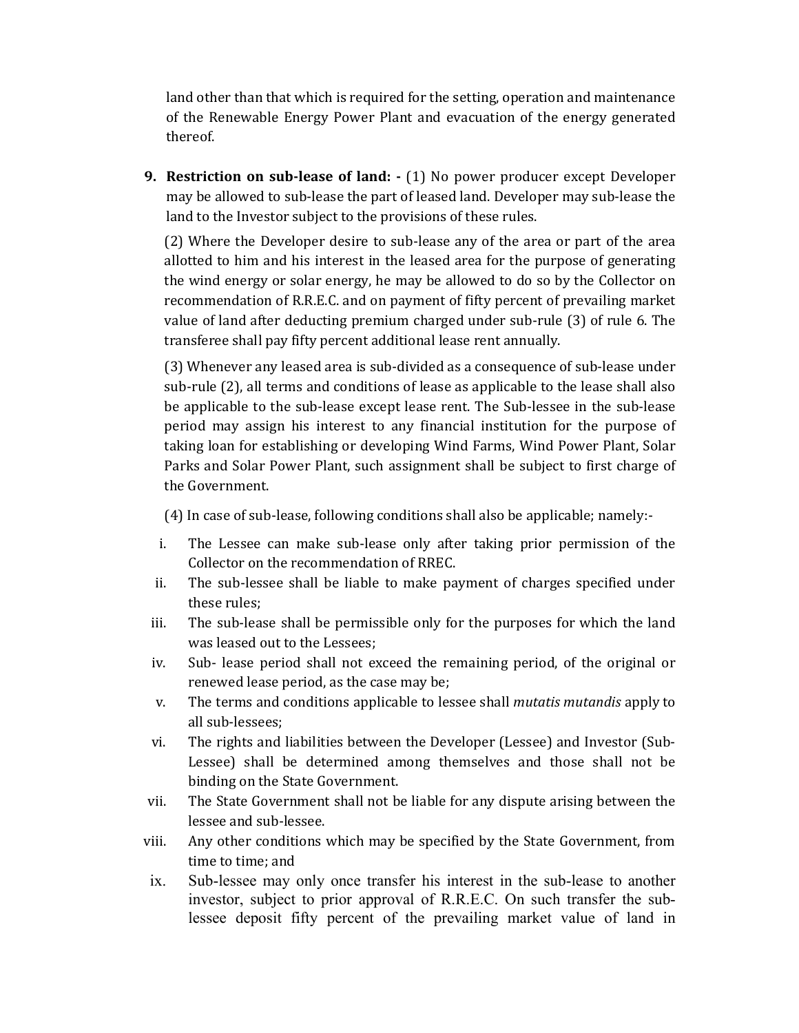land other than that which is required for the setting, operation and maintenance of the Renewable Energy Power Plant and evacuation of the energy generated thereof.

9. **Restriction on sub-lease of land: -** (1) No power producer except Developer may be allowed to sub-lease the part of leased land. Developer may sub-lease the land to the Investor subject to the provisions of these rules.

   (2) Where the Developer desire to sub-lease any of the area or part of the area allotted to him and his interest in the leased area for the purpose of generating the wind energy or solar energy, he may be allowed to do so by the Collector on recommendation of R.R.E.C. and on payment of fifty percent of prevailing market value of land after deducting premium charged under sub-rule (3) of rule 6. The transferee shall pay fifty percent additional lease rent annually.

   (3) Whenever any leased area is sub-divided as a consequence of sub-lease under sub-rule (2), all terms and conditions of lease as applicable to the lease shall also be applicable to the sub-lease except lease rent. The Sub-lessee in the sub-lease period may assign his interest to any financial institution for the purpose of taking loan for establishing or developing Wind Farms, Wind Power Plant, Solar Parks and Solar Power Plant, such assignment shall be subject to first charge of the Government.

   (4) In case of sub-lease, following conditions shall also be applicable; namely:-

   i. The Lessee can make sub-lease only after taking prior permission of the Collector on the recommendation of RREC.
   ii. The sub-lessee shall be liable to make payment of charges specified under these rules;
   iii. The sub-lease shall be permissible only for the purposes for which the land was leased out to the Lessees;
   iv. Sub- lease period shall not exceed the remaining period, of the original or renewed lease period, as the case may be;
   v. The terms and conditions applicable to lessee shall *mutatis mutandis* apply to all sub-lessees;
   vi. The rights and liabilities between the Developer (Lessee) and Investor (Sub-Lessee) shall be determined among themselves and those shall not be binding on the State Government.
   vii. The State Government shall not be liable for any dispute arising between the lessee and sub-lessee.
   viii. Any other conditions which may be specified by the State Government, from time to time; and
   ix. Sub-lessee may only once transfer his interest in the sub-lease to another investor, subject to prior approval of R.R.E.C. On such transfer the sub-lessee deposit fifty percent of the prevailing market value of land in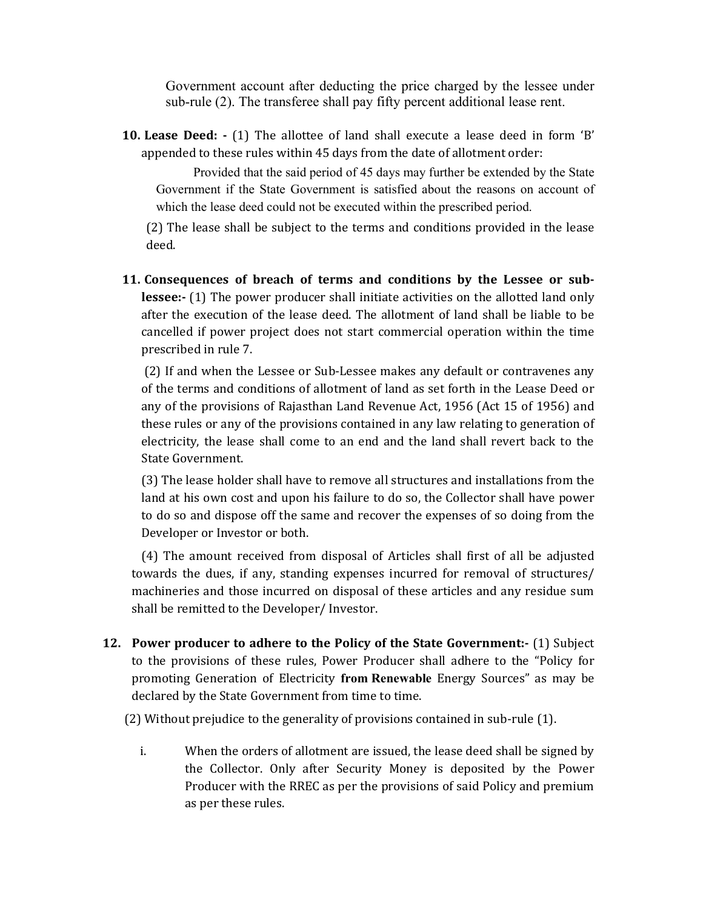Government account after deducting the price charged by the lessee under sub-rule (2). The transferee shall pay fifty percent additional lease rent.

**10. Lease Deed: -** (1) The allottee of land shall execute a lease deed in form 'B' appended to these rules within 45 days from the date of allotment order:

Provided that the said period of 45 days may further be extended by the State Government if the State Government is satisfied about the reasons on account of which the lease deed could not be executed within the prescribed period.

(2) The lease shall be subject to the terms and conditions provided in the lease deed.

**11. Consequences of breach of terms and conditions by the Lessee or sub-lessee:-** (1) The power producer shall initiate activities on the allotted land only after the execution of the lease deed. The allotment of land shall be liable to be cancelled if power project does not start commercial operation within the time prescribed in rule 7.

(2) If and when the Lessee or Sub-Lessee makes any default or contravenes any of the terms and conditions of allotment of land as set forth in the Lease Deed or any of the provisions of Rajasthan Land Revenue Act, 1956 (Act 15 of 1956) and these rules or any of the provisions contained in any law relating to generation of electricity, the lease shall come to an end and the land shall revert back to the State Government.

(3) The lease holder shall have to remove all structures and installations from the land at his own cost and upon his failure to do so, the Collector shall have power to do so and dispose off the same and recover the expenses of so doing from the Developer or Investor or both.

(4) The amount received from disposal of Articles shall first of all be adjusted towards the dues, if any, standing expenses incurred for removal of structures/ machineries and those incurred on disposal of these articles and any residue sum shall be remitted to the Developer/ Investor.

**12. Power producer to adhere to the Policy of the State Government:-** (1) Subject to the provisions of these rules, Power Producer shall adhere to the "Policy for promoting Generation of Electricity **from Renewable** Energy Sources" as may be declared by the State Government from time to time.

(2) Without prejudice to the generality of provisions contained in sub-rule (1).

i. When the orders of allotment are issued, the lease deed shall be signed by the Collector. Only after Security Money is deposited by the Power Producer with the RREC as per the provisions of said Policy and premium as per these rules.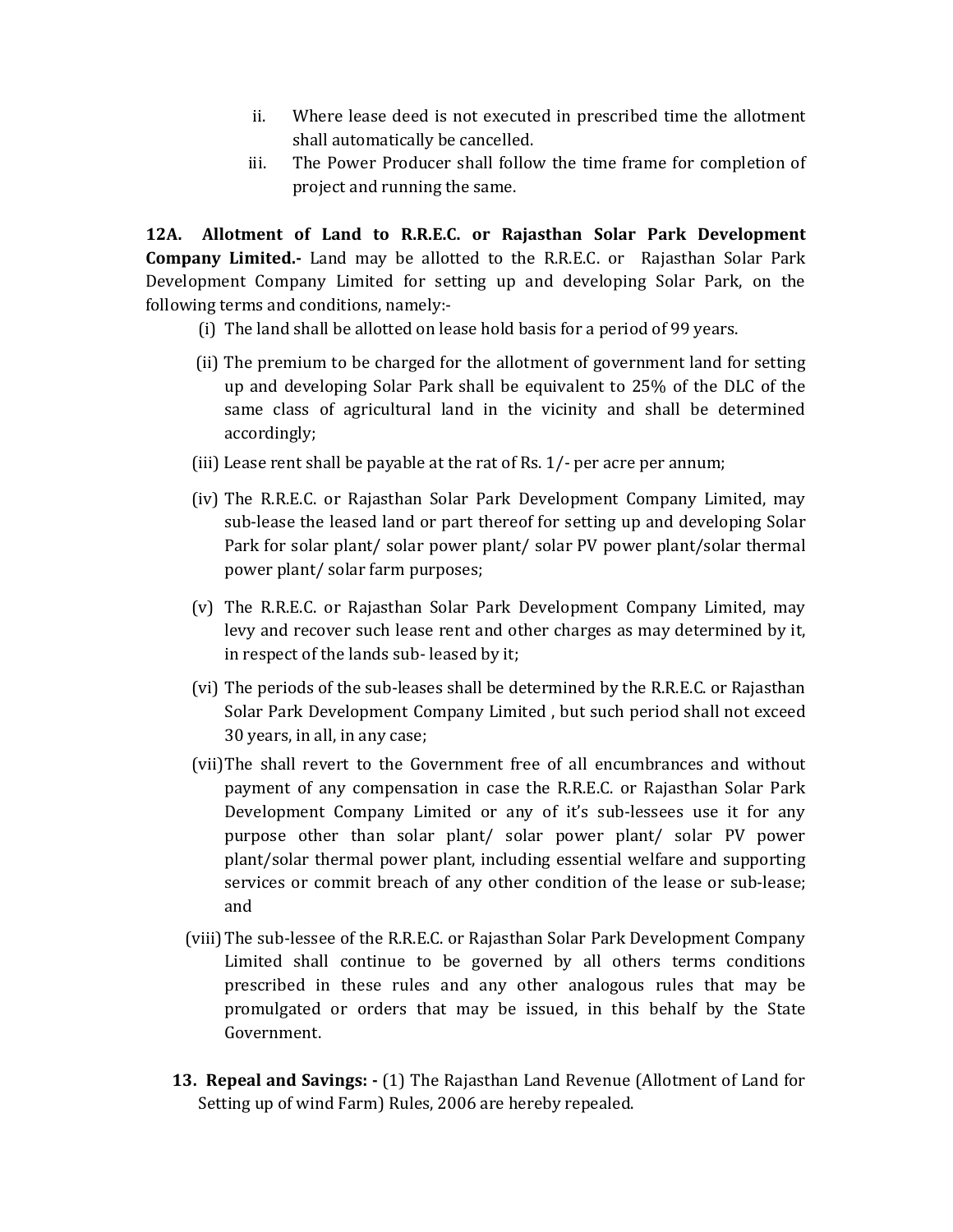ii. Where lease deed is not executed in prescribed time the allotment shall automatically be cancelled.

iii. The Power Producer shall follow the time frame for completion of project and running the same.

**12A. Allotment of Land to R.R.E.C. or Rajasthan Solar Park Development Company Limited.-** Land may be allotted to the R.R.E.C. or Rajasthan Solar Park Development Company Limited for setting up and developing Solar Park, on the following terms and conditions, namely:-

(i) The land shall be allotted on lease hold basis for a period of 99 years.

(ii) The premium to be charged for the allotment of government land for setting up and developing Solar Park shall be equivalent to 25% of the DLC of the same class of agricultural land in the vicinity and shall be determined accordingly;

(iii) Lease rent shall be payable at the rat of Rs. 1/- per acre per annum;

(iv) The R.R.E.C. or Rajasthan Solar Park Development Company Limited, may sub-lease the leased land or part thereof for setting up and developing Solar Park for solar plant/ solar power plant/ solar PV power plant/solar thermal power plant/ solar farm purposes;

(v) The R.R.E.C. or Rajasthan Solar Park Development Company Limited, may levy and recover such lease rent and other charges as may determined by it, in respect of the lands sub- leased by it;

(vi) The periods of the sub-leases shall be determined by the R.R.E.C. or Rajasthan Solar Park Development Company Limited , but such period shall not exceed 30 years, in all, in any case;

(vii) The shall revert to the Government free of all encumbrances and without payment of any compensation in case the R.R.E.C. or Rajasthan Solar Park Development Company Limited or any of it's sub-lessees use it for any purpose other than solar plant/ solar power plant/ solar PV power plant/solar thermal power plant, including essential welfare and supporting services or commit breach of any other condition of the lease or sub-lease; and

(viii) The sub-lessee of the R.R.E.C. or Rajasthan Solar Park Development Company Limited shall continue to be governed by all others terms conditions prescribed in these rules and any other analogous rules that may be promulgated or orders that may be issued, in this behalf by the State Government.

**13. Repeal and Savings: -** (1) The Rajasthan Land Revenue (Allotment of Land for Setting up of wind Farm) Rules, 2006 are hereby repealed.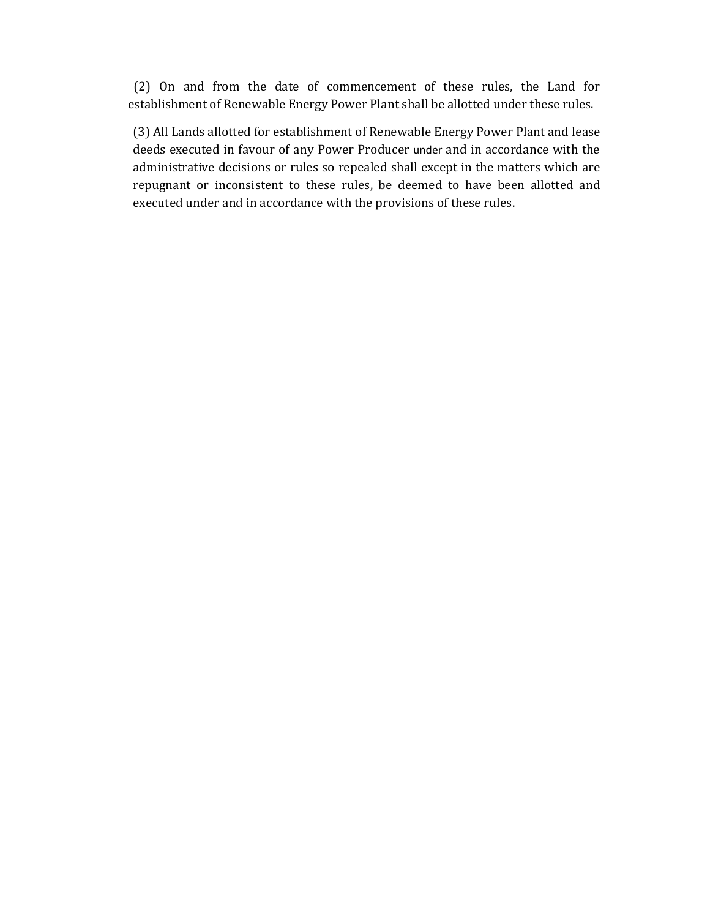(2) On and from the date of commencement of these rules, the Land for establishment of Renewable Energy Power Plant shall be allotted under these rules.

(3) All Lands allotted for establishment of Renewable Energy Power Plant and lease deeds executed in favour of any Power Producer under and in accordance with the administrative decisions or rules so repealed shall except in the matters which are repugnant or inconsistent to these rules, be deemed to have been allotted and executed under and in accordance with the provisions of these rules.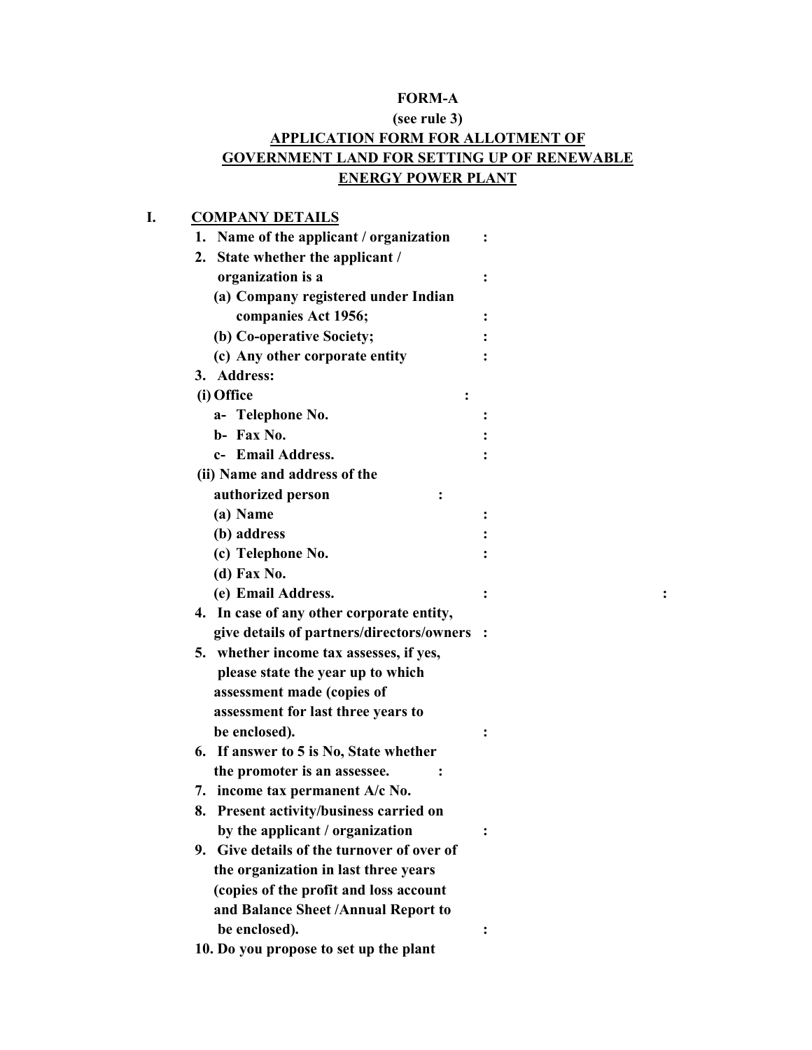**FORM-A**

**(see rule 3)**

**APPLICATION FORM FOR ALLOTMENT OF GOVERNMENT LAND FOR SETTING UP OF RENEWABLE ENERGY POWER PLANT**

**I. COMPANY DETAILS**

1. **Name of the applicant / organization :**
2. **State whether the applicant / organization is a :**
   - **(a) Company registered under Indian companies Act 1956; :**
   - **(b) Co-operative Society; :**
   - **(c) Any other corporate entity :**
3. **Address:**
   - **(i) Office :**
     - **a- Telephone No. :**
     - **b- Fax No. :**
     - **c- Email Address. :**
   - **(ii) Name and address of the authorized person :**
     - **(a) Name :**
     - **(b) address :**
     - **(c) Telephone No. :**
     - **(d) Fax No.**
     - **(e) Email Address. : :**
4. **In case of any other corporate entity, give details of partners/directors/owners :**
5. **whether income tax assesses, if yes, please state the year up to which assessment made (copies of assessment for last three years to be enclosed). :**
6. **If answer to 5 is No, State whether the promoter is an assessee. :**
7. **income tax permanent A/c No.**
8. **Present activity/business carried on by the applicant / organization :**
9. **Give details of the turnover of over of the organization in last three years (copies of the profit and loss account and Balance Sheet /Annual Report to be enclosed). :**
10. **Do you propose to set up the plant**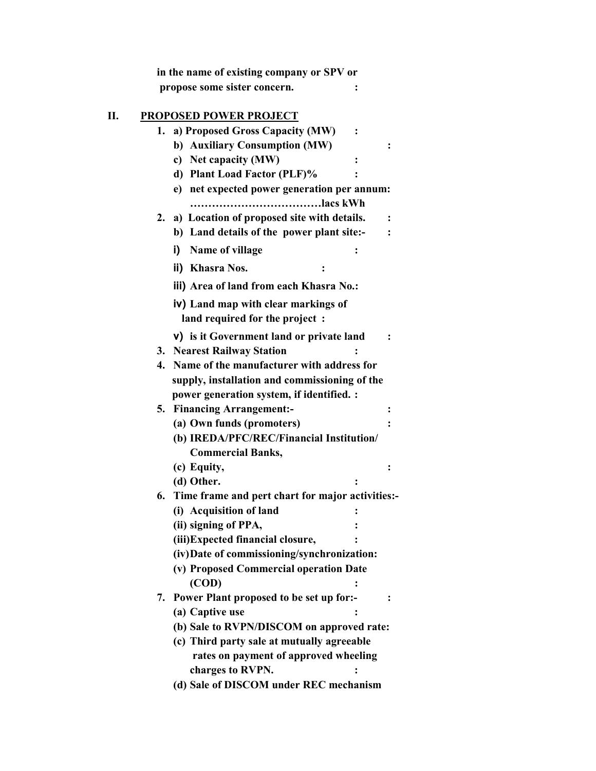**in the name of existing company or SPV or propose some sister concern. :**

## II. PROPOSED POWER PROJECT

1. **a) Proposed Gross Capacity (MW) :**
   **b) Auxiliary Consumption (MW) :**
   **c) Net capacity (MW) :**
   **d) Plant Load Factor (PLF)% :**
   **e) net expected power generation per annum: ………………………………lacs kWh**
2. **a) Location of proposed site with details. :**
   **b) Land details of the power plant site:- :**
   **i) Name of village :**
   **ii) Khasra Nos. :**
   **iii) Area of land from each Khasra No.:**
   **iv) Land map with clear markings of land required for the project :**
   **v) is it Government land or private land :**
3. **Nearest Railway Station :**
4. **Name of the manufacturer with address for supply, installation and commissioning of the power generation system, if identified. :**
5. **Financing Arrangement:- :**
   **(a) Own funds (promoters) :**
   **(b) IREDA/PFC/REC/Financial Institution/ Commercial Banks,**
   **(c) Equity, :**
   **(d) Other. :**
6. **Time frame and pert chart for major activities:-**
   **(i) Acquisition of land :**
   **(ii) signing of PPA, :**
   **(iii) Expected financial closure, :**
   **(iv) Date of commissioning/synchronization:**
   **(v) Proposed Commercial operation Date (COD) :**
7. **Power Plant proposed to be set up for:- :**
   **(a) Captive use :**
   **(b) Sale to RVPN/DISCOM on approved rate:**
   **(c) Third party sale at mutually agreeable rates on payment of approved wheeling charges to RVPN. :**
   **(d) Sale of DISCOM under REC mechanism**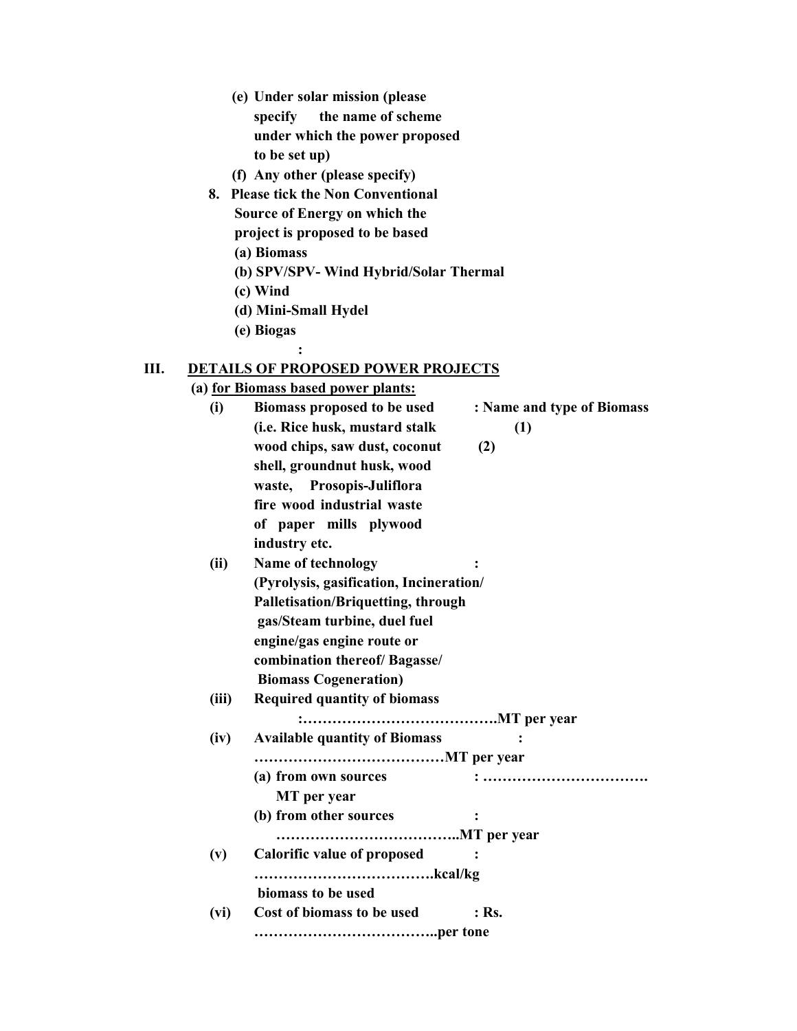**(e) Under solar mission (please specify the name of scheme under which the power proposed to be set up)**

**(f) Any other (please specify)**

**8. Please tick the Non Conventional Source of Energy on which the project is proposed to be based**

**(a) Biomass**

**(b) SPV/SPV- Wind Hybrid/Solar Thermal**

**(c) Wind**

**(d) Mini-Small Hydel**

**(e) Biogas**

**:**

## III. DETAILS OF PROPOSED POWER PROJECTS

**(a) for Biomass based power plants:**

**(i) Biomass proposed to be used (i.e. Rice husk, mustard stalk wood chips, saw dust, coconut shell, groundnut husk, wood waste, Prosopis-Juliflora fire wood industrial waste of paper mills plywood industry etc.** **: Name and type of Biomass**

**(1)**

**(2)**

**(ii) Name of technology (Pyrolysis, gasification, Incineration/ Palletisation/Briquetting, through gas/Steam turbine, duel fuel engine/gas engine route or combination thereof/ Bagasse/ Biomass Cogeneration)** **:**

**(iii) Required quantity of biomass :………………………………….MT per year**

**(iv) Available quantity of Biomass : …………………………………MT per year**

**(a) from own sources : ……………………………. MT per year**

**(b) from other sources : ………………………………..MT per year**

**(v) Calorific value of proposed biomass to be used : ……………………………….kcal/kg**

**(vi) Cost of biomass to be used : Rs. ………………………………..per tone**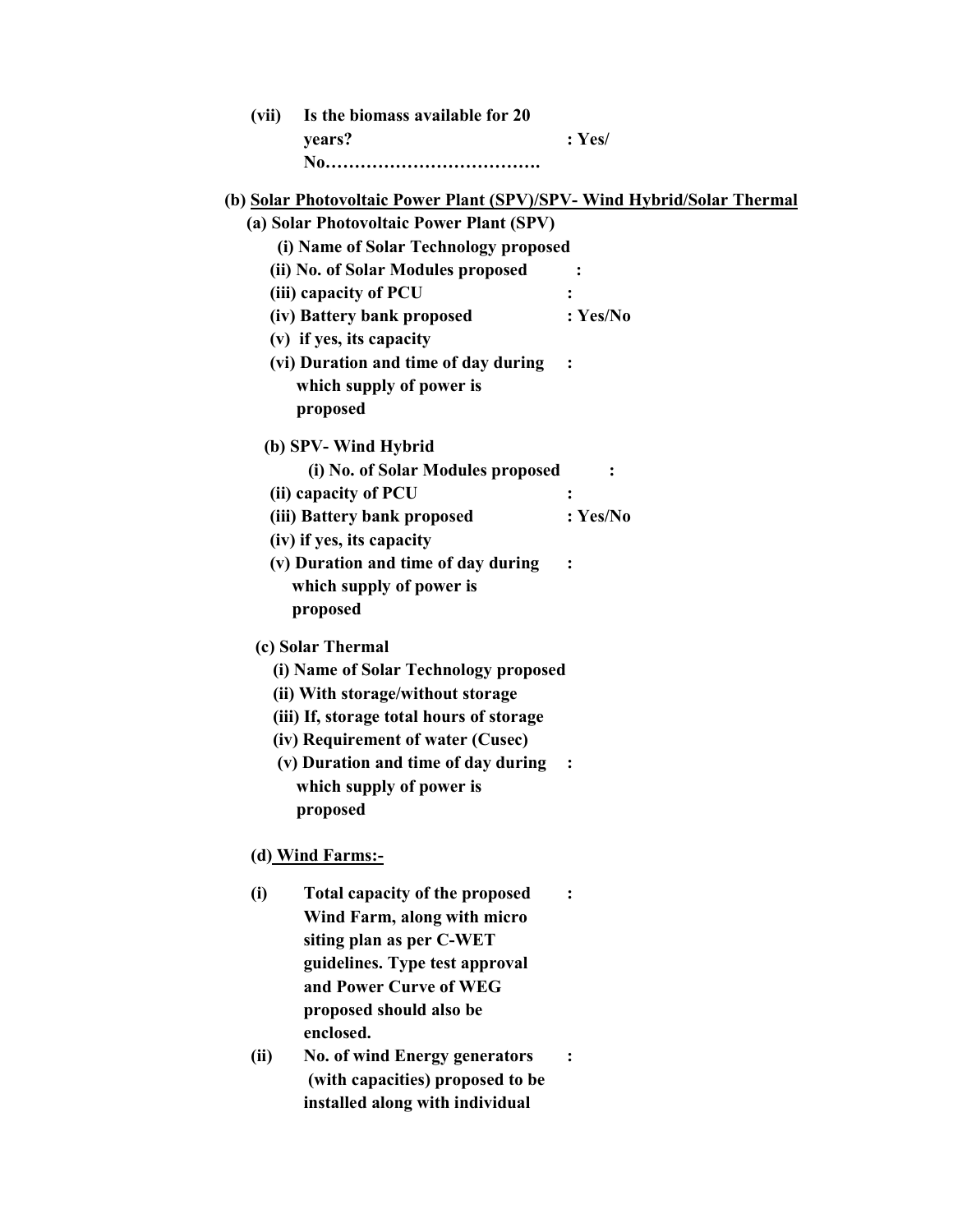**(vii)** **Is the biomass available for 20 years?** **: Yes/ No……………………………….**

**(b) <u>Solar Photovoltaic Power Plant (SPV)/SPV- Wind Hybrid/Solar Thermal</u>**

**(a) Solar Photovoltaic Power Plant (SPV)**

**(i) Name of Solar Technology proposed**

**(ii) No. of Solar Modules proposed :**

**(iii) capacity of PCU :**

**(iv) Battery bank proposed : Yes/No**

**(v) if yes, its capacity**

**(vi) Duration and time of day during which supply of power is proposed :**

**(b) SPV- Wind Hybrid**

**(i) No. of Solar Modules proposed :**

**(ii) capacity of PCU :**

**(iii) Battery bank proposed : Yes/No**

**(iv) if yes, its capacity**

**(v) Duration and time of day during which supply of power is proposed :**

**(c) Solar Thermal**

**(i) Name of Solar Technology proposed**

**(ii) With storage/without storage**

**(iii) If, storage total hours of storage**

**(iv) Requirement of water (Cusec)**

**(v) Duration and time of day during which supply of power is proposed :**

**(d) <u>Wind Farms:-</u>**

**(i)** **Total capacity of the proposed Wind Farm, along with micro siting plan as per C-WET guidelines. Type test approval and Power Curve of WEG proposed should also be enclosed.** **:**

**(ii)** **No. of wind Energy generators (with capacities) proposed to be installed along with individual** **:**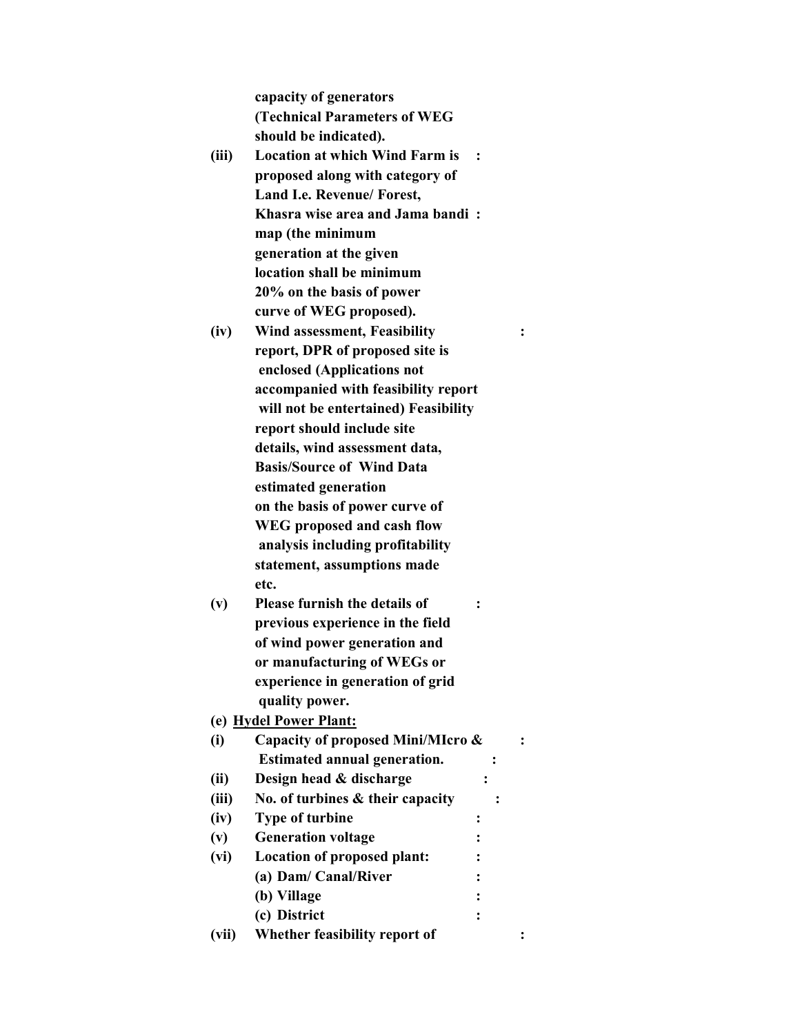**capacity of generators (Technical Parameters of WEG should be indicated).**

**(iii) Location at which Wind Farm is proposed along with category of Land I.e. Revenue/ Forest, Khasra wise area and Jama bandi map (the minimum generation at the given location shall be minimum 20% on the basis of power curve of WEG proposed).** :

**(iv) Wind assessment, Feasibility report, DPR of proposed site is enclosed (Applications not accompanied with feasibility report will not be entertained) Feasibility report should include site details, wind assessment data, Basis/Source of Wind Data estimated generation on the basis of power curve of WEG proposed and cash flow analysis including profitability statement, assumptions made etc.** :

**(v) Please furnish the details of previous experience in the field of wind power generation and or manufacturing of WEGs or experience in generation of grid quality power.** :

**(e) Hydel Power Plant:**

**(i) Capacity of proposed Mini/MIcro & Estimated annual generation.** :

**(ii) Design head & discharge** :

**(iii) No. of turbines & their capacity** :

**(iv) Type of turbine** :

**(v) Generation voltage** :

**(vi) Location of proposed plant:** :

**(a) Dam/ Canal/River** :

**(b) Village** :

**(c) District** :

**(vii) Whether feasibility report of** :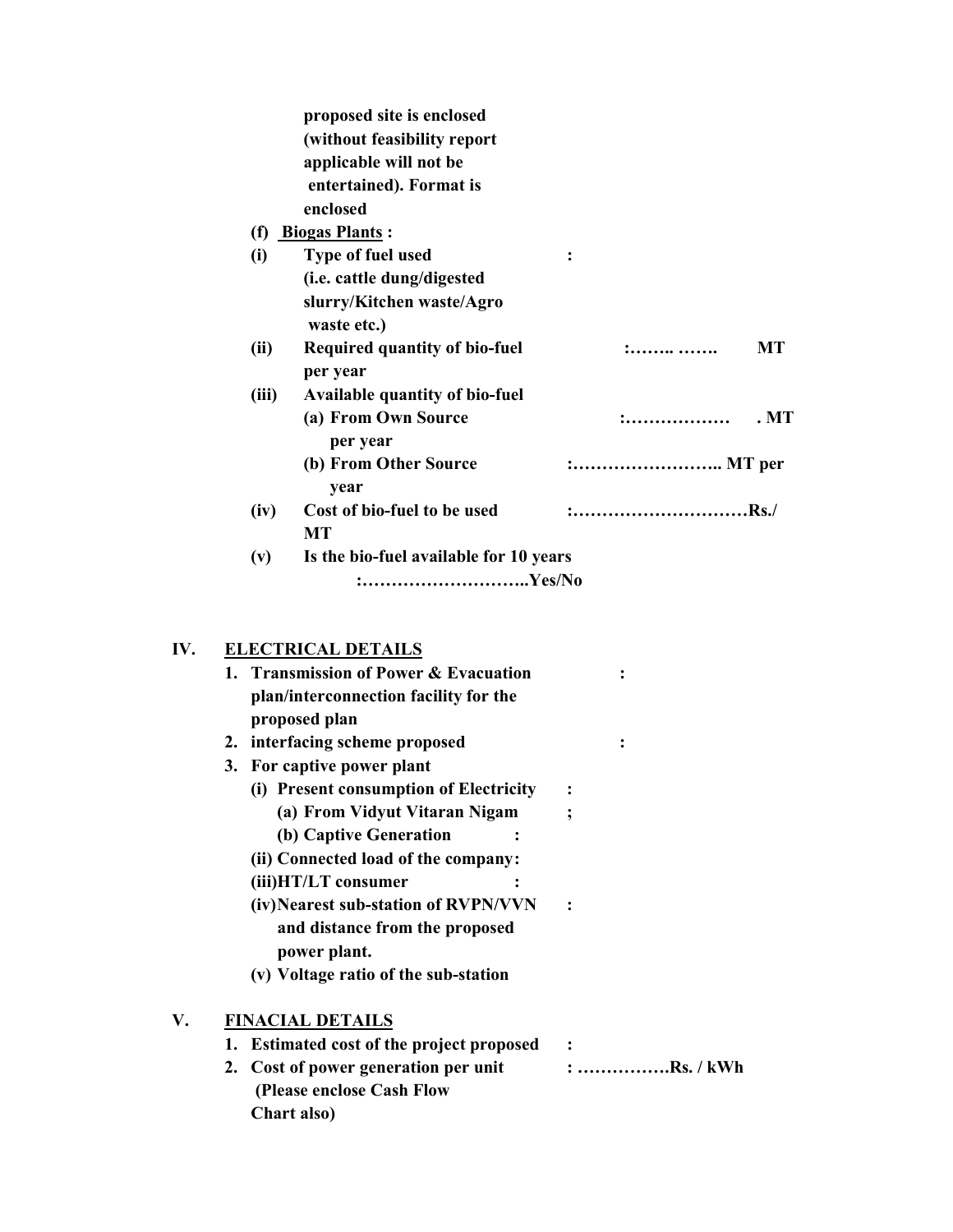**proposed site is enclosed (without feasibility report applicable will not be entertained). Format is enclosed**

**(f) <u>Biogas Plants</u> :**

**(i)** **Type of fuel used (i.e. cattle dung/digested slurry/Kitchen waste/Agro waste etc.)** :

**(ii)** **Required quantity of bio-fuel per year** :…….. ……. **MT**

**(iii)** **Available quantity of bio-fuel**

- **(a) From Own Source per year** :……………… **. MT**
- **(b) From Other Source year** :…………………….. **MT per**

**(iv)** **Cost of bio-fuel to be used** :…………………………**Rs./ MT**

**(v)** **Is the bio-fuel available for 10 years** :………………………..**Yes/No**

## IV. <u>ELECTRICAL DETAILS</u>

1. **Transmission of Power & Evacuation plan/interconnection facility for the proposed plan** :
2. **interfacing scheme proposed** :
3. **For captive power plant**
   - **(i) Present consumption of Electricity** :
     - **(a) From Vidyut Vitaran Nigam** ;
     - **(b) Captive Generation** :
   - **(ii) Connected load of the company:**
   - **(iii)HT/LT consumer** :
   - **(iv)Nearest sub-station of RVPN/VVN and distance from the proposed power plant.** :
   - **(v) Voltage ratio of the sub-station**

## V. <u>FINACIAL DETAILS</u>

1. **Estimated cost of the project proposed** :
2. **Cost of power generation per unit (Please enclose Cash Flow Chart also)** : …………….**Rs. / kWh**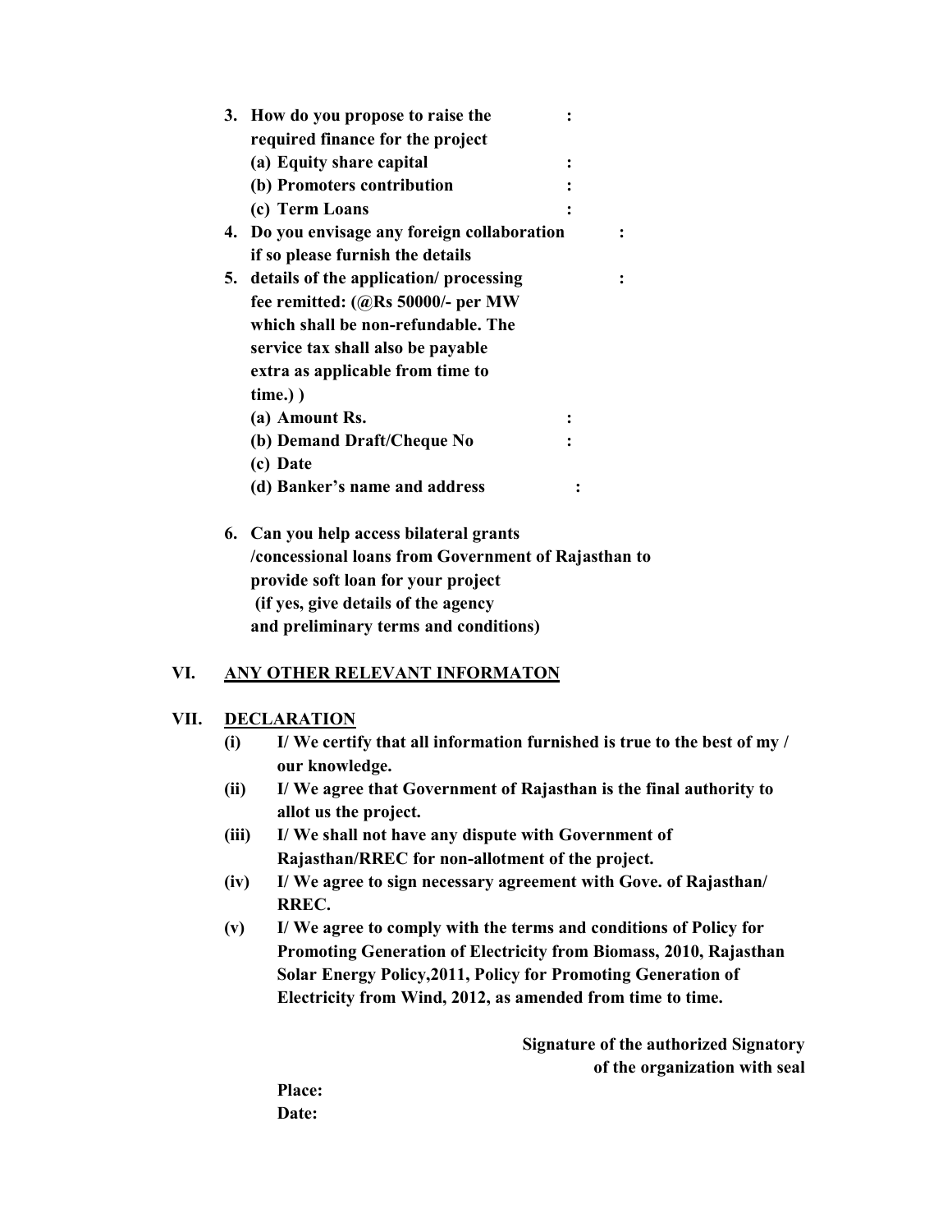**3. How do you propose to raise the required finance for the project :**

**(a) Equity share capital :**

**(b) Promoters contribution :**

**(c) Term Loans :**

**4. Do you envisage any foreign collaboration if so please furnish the details :**

**5. details of the application/ processing fee remitted: (@Rs 50000/- per MW which shall be non-refundable. The service tax shall also be payable extra as applicable from time to time.) ) :**

**(a) Amount Rs. :**

**(b) Demand Draft/Cheque No :**

**(c) Date**

**(d) Banker's name and address :**

**6. Can you help access bilateral grants /concessional loans from Government of Rajasthan to provide soft loan for your project (if yes, give details of the agency and preliminary terms and conditions)**

## VI. ANY OTHER RELEVANT INFORMATON

## VII. DECLARATION

**(i) I/ We certify that all information furnished is true to the best of my / our knowledge.**

**(ii) I/ We agree that Government of Rajasthan is the final authority to allot us the project.**

**(iii) I/ We shall not have any dispute with Government of Rajasthan/RREC for non-allotment of the project.**

**(iv) I/ We agree to sign necessary agreement with Gove. of Rajasthan/ RREC.**

**(v) I/ We agree to comply with the terms and conditions of Policy for Promoting Generation of Electricity from Biomass, 2010, Rajasthan Solar Energy Policy,2011, Policy for Promoting Generation of Electricity from Wind, 2012, as amended from time to time.**

**Signature of the authorized Signatory of the organization with seal**

**Place:**

**Date:**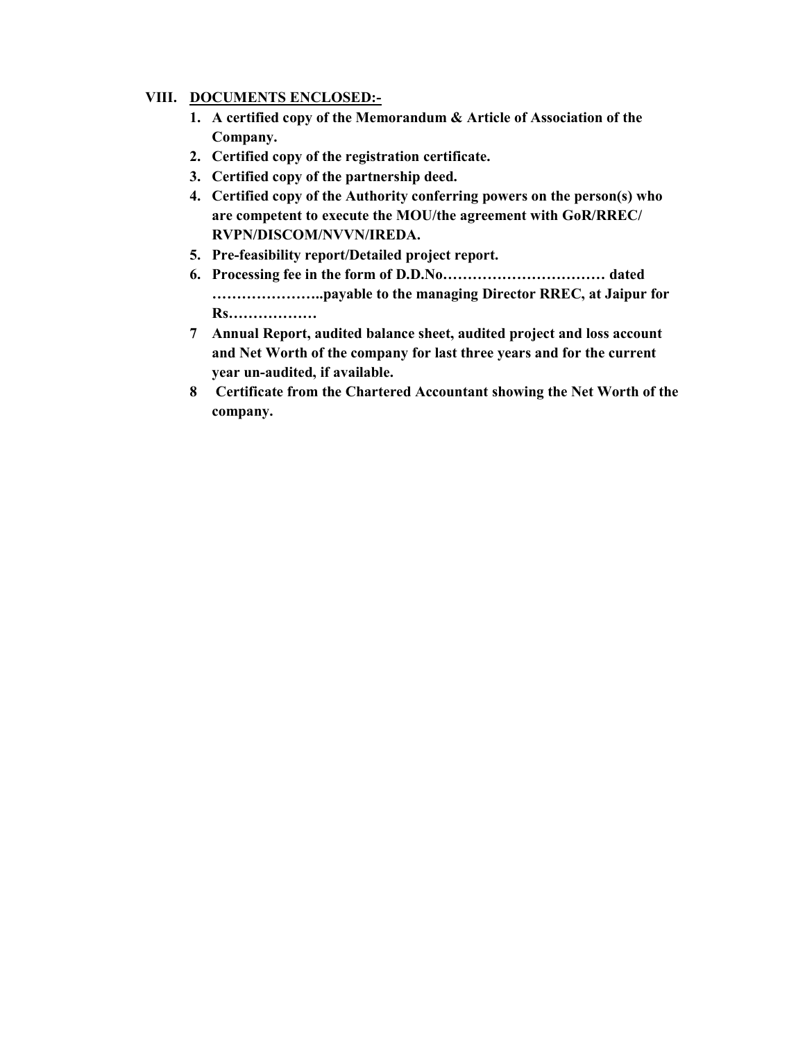**VIII. <u>DOCUMENTS ENCLOSED:-</u>**

1. **A certified copy of the Memorandum & Article of Association of the Company.**
2. **Certified copy of the registration certificate.**
3. **Certified copy of the partnership deed.**
4. **Certified copy of the Authority conferring powers on the person(s) who are competent to execute the MOU/the agreement with GoR/RREC/ RVPN/DISCOM/NVVN/IREDA.**
5. **Pre-feasibility report/Detailed project report.**
6. **Processing fee in the form of D.D.No…………………………… dated …………………..payable to the managing Director RREC, at Jaipur for Rs………………**
7. **Annual Report, audited balance sheet, audited project and loss account and Net Worth of the company for last three years and for the current year un-audited, if available.**
8. **Certificate from the Chartered Accountant showing the Net Worth of the company.**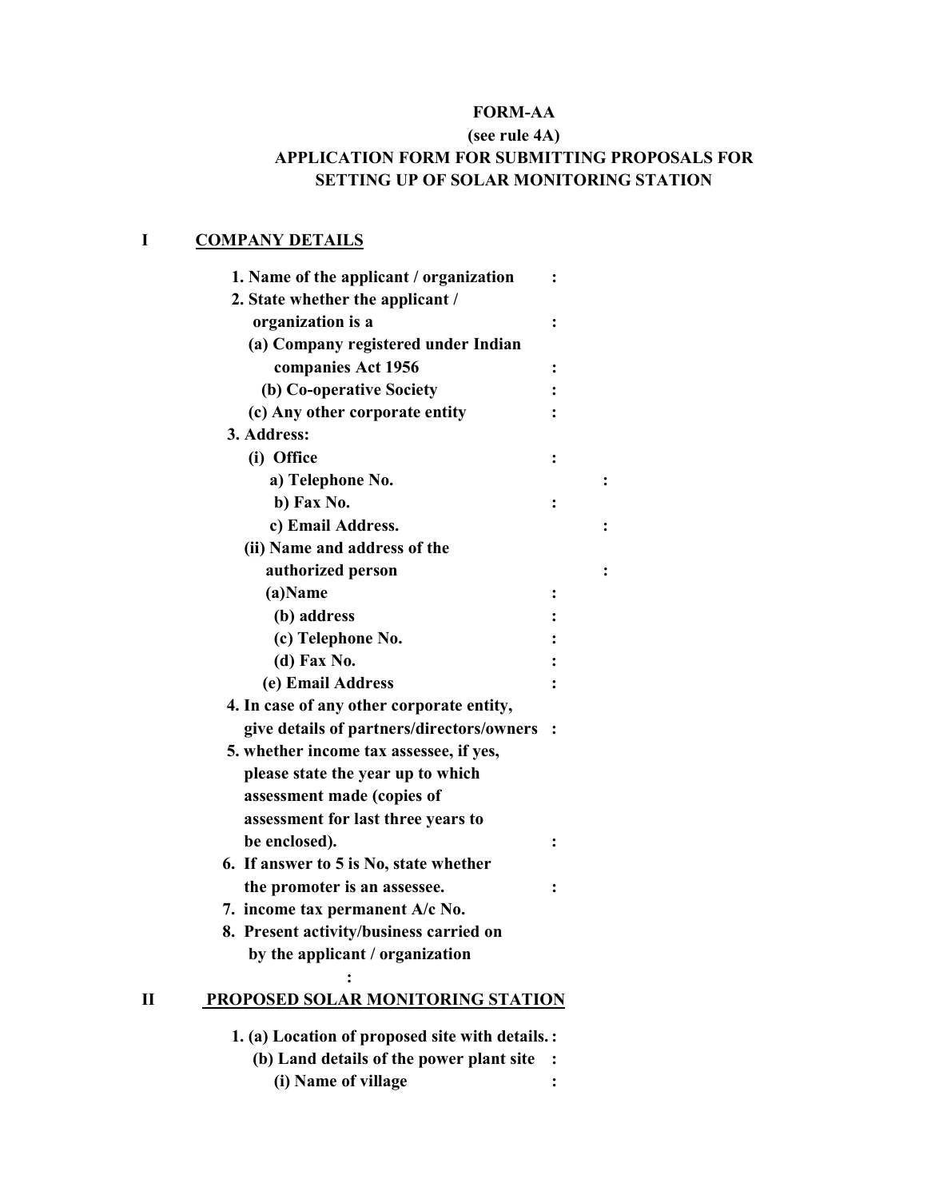**FORM-AA**

**(see rule 4A)**

**APPLICATION FORM FOR SUBMITTING PROPOSALS FOR SETTING UP OF SOLAR MONITORING STATION**

**I COMPANY DETAILS**

1. Name of the applicant / organization :
2. State whether the applicant / organization is a :
   - (a) Company registered under Indian companies Act 1956 :
   - (b) Co-operative Society :
   - (c) Any other corporate entity :
3. Address:
   - (i) Office :
     - a) Telephone No. :
     - b) Fax No. :
     - c) Email Address. :
   - (ii) Name and address of the authorized person :
     - (a) Name :
     - (b) address :
     - (c) Telephone No. :
     - (d) Fax No. :
     - (e) Email Address :
4. In case of any other corporate entity, give details of partners/directors/owners :
5. whether income tax assessee, if yes, please state the year up to which assessment made (copies of assessment for last three years to be enclosed). :
6. If answer to 5 is No, state whether the promoter is an assessee. :
7. income tax permanent A/c No.
8. Present activity/business carried on by the applicant / organization :

**II PROPOSED SOLAR MONITORING STATION**

1. (a) Location of proposed site with details. :
   - (b) Land details of the power plant site :
     - (i) Name of village :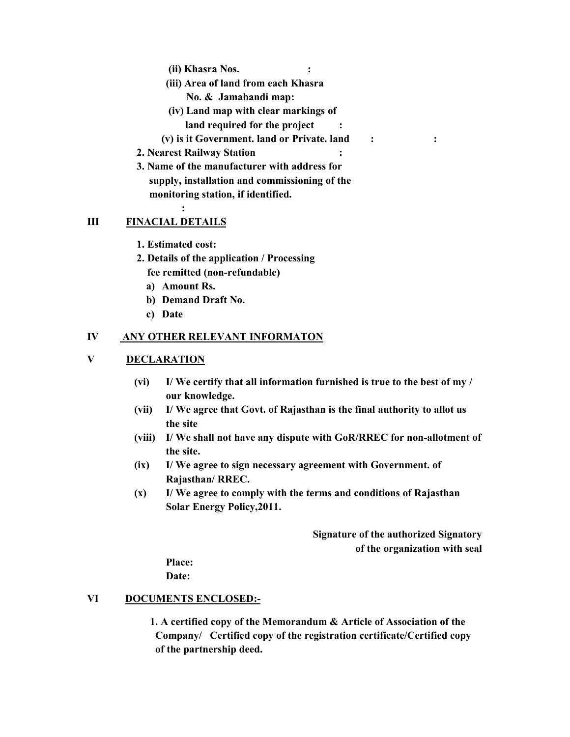**(ii) Khasra Nos. :**

**(iii) Area of land from each Khasra No. & Jamabandi map:**

**(iv) Land map with clear markings of land required for the project :**

**(v) is it Government. land or Private. land : :**

**2. Nearest Railway Station :**

**3. Name of the manufacturer with address for supply, installation and commissioning of the monitoring station, if identified.**

**:**

## III FINACIAL DETAILS

**1. Estimated cost:**

**2. Details of the application / Processing fee remitted (non-refundable)**

**a) Amount Rs.**

**b) Demand Draft No.**

**c) Date**

## IV ANY OTHER RELEVANT INFORMATON

## V DECLARATION

**(vi) I/ We certify that all information furnished is true to the best of my / our knowledge.**

**(vii) I/ We agree that Govt. of Rajasthan is the final authority to allot us the site**

**(viii) I/ We shall not have any dispute with GoR/RREC for non-allotment of the site.**

**(ix) I/ We agree to sign necessary agreement with Government. of Rajasthan/ RREC.**

**(x) I/ We agree to comply with the terms and conditions of Rajasthan Solar Energy Policy,2011.**

**Signature of the authorized Signatory of the organization with seal**

**Place:**

**Date:**

## VI DOCUMENTS ENCLOSED:-

**1. A certified copy of the Memorandum & Article of Association of the Company/ Certified copy of the registration certificate/Certified copy of the partnership deed.**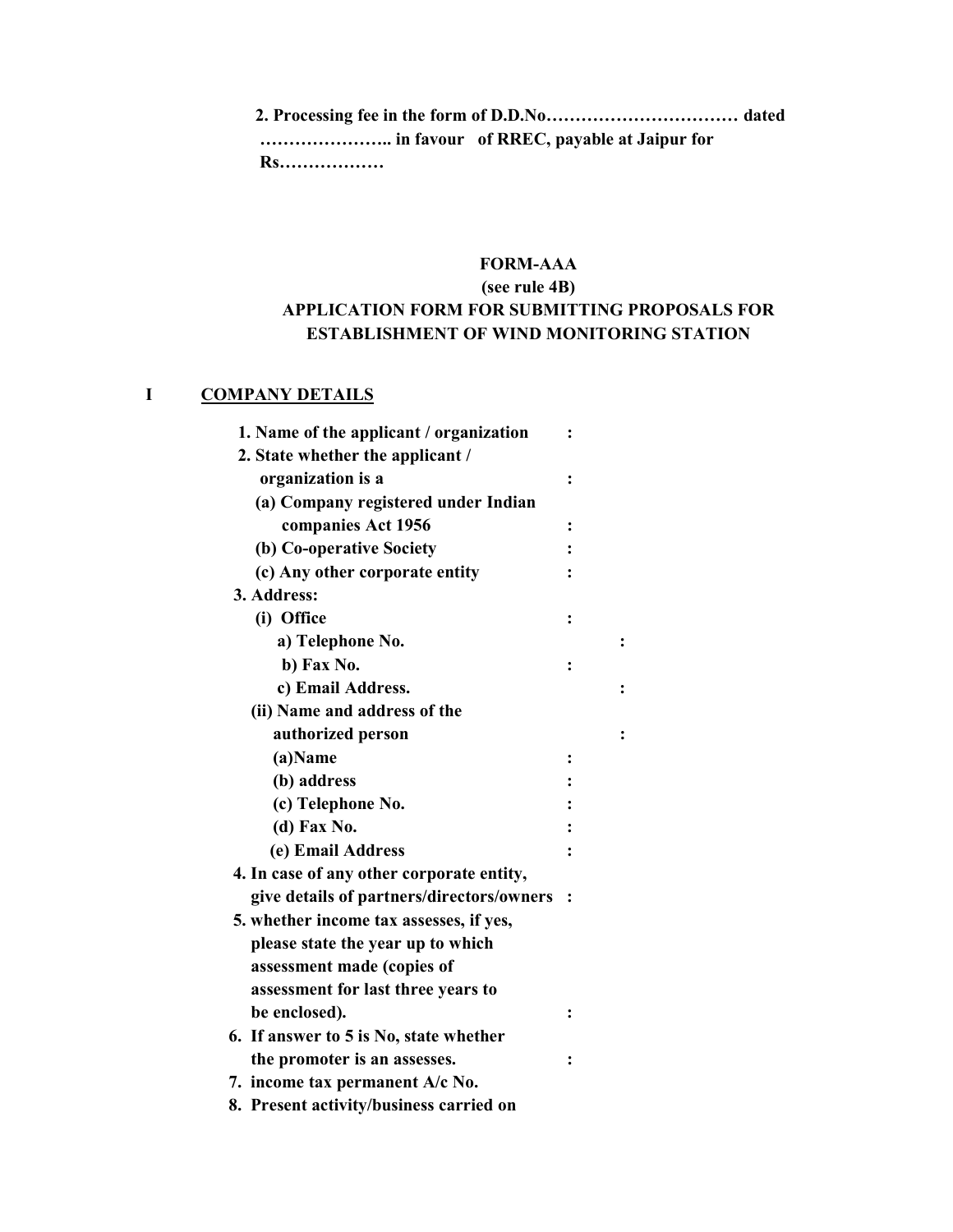**2. Processing fee in the form of D.D.No…………………………… dated ………………….. in favour of RREC, payable at Jaipur for Rs………………**

**FORM-AAA**
**(see rule 4B)**
**APPLICATION FORM FOR SUBMITTING PROPOSALS FOR ESTABLISHMENT OF WIND MONITORING STATION**

**I COMPANY DETAILS**

1. Name of the applicant / organization :
2. State whether the applicant / organization is a :
   - (a) Company registered under Indian companies Act 1956 :
   - (b) Co-operative Society :
   - (c) Any other corporate entity :
3. Address:
   - (i) Office :
     - a) Telephone No. :
     - b) Fax No. :
     - c) Email Address. :
   - (ii) Name and address of the authorized person :
     - (a)Name :
     - (b) address :
     - (c) Telephone No. :
     - (d) Fax No. :
     - (e) Email Address :
4. In case of any other corporate entity, give details of partners/directors/owners :
5. whether income tax assesses, if yes, please state the year up to which assessment made (copies of assessment for last three years to be enclosed). :
6. If answer to 5 is No, state whether the promoter is an assesses. :
7. income tax permanent A/c No.
8. Present activity/business carried on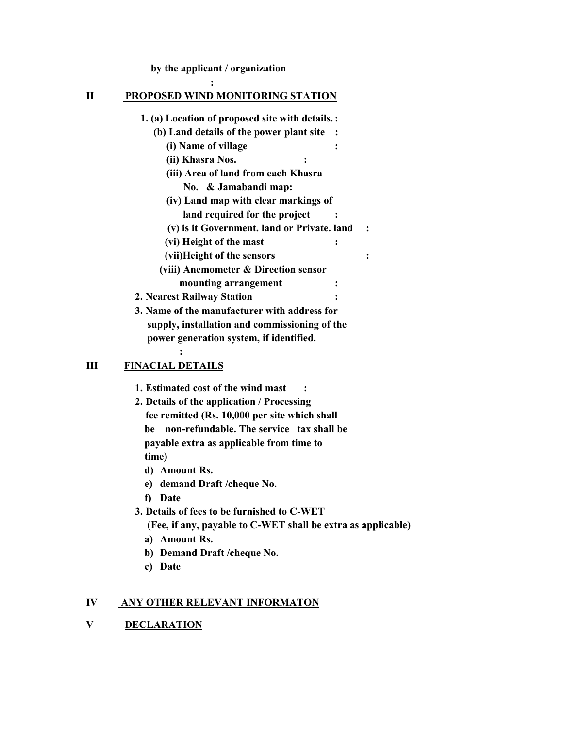**by the applicant / organization**

**:**

## II PROPOSED WIND MONITORING STATION

**1. (a) Location of proposed site with details. :**

**(b) Land details of the power plant site :**

**(i) Name of village :**

**(ii) Khasra Nos. :**

**(iii) Area of land from each Khasra No. & Jamabandi map:**

**(iv) Land map with clear markings of land required for the project :**

**(v) is it Government. land or Private. land :**

**(vi) Height of the mast :**

**(vii)Height of the sensors :**

**(viii) Anemometer & Direction sensor mounting arrangement :**

**2. Nearest Railway Station :**

**3. Name of the manufacturer with address for supply, installation and commissioning of the power generation system, if identified.**

**:**

## III FINACIAL DETAILS

**1. Estimated cost of the wind mast :**

**2. Details of the application / Processing fee remitted (Rs. 10,000 per site which shall be non-refundable. The service tax shall be payable extra as applicable from time to time)**

**d) Amount Rs.**

**e) demand Draft /cheque No.**

**f) Date**

**3. Details of fees to be furnished to C-WET (Fee, if any, payable to C-WET shall be extra as applicable)**

**a) Amount Rs.**

**b) Demand Draft /cheque No.**

**c) Date**

## IV ANY OTHER RELEVANT INFORMATON

## V DECLARATION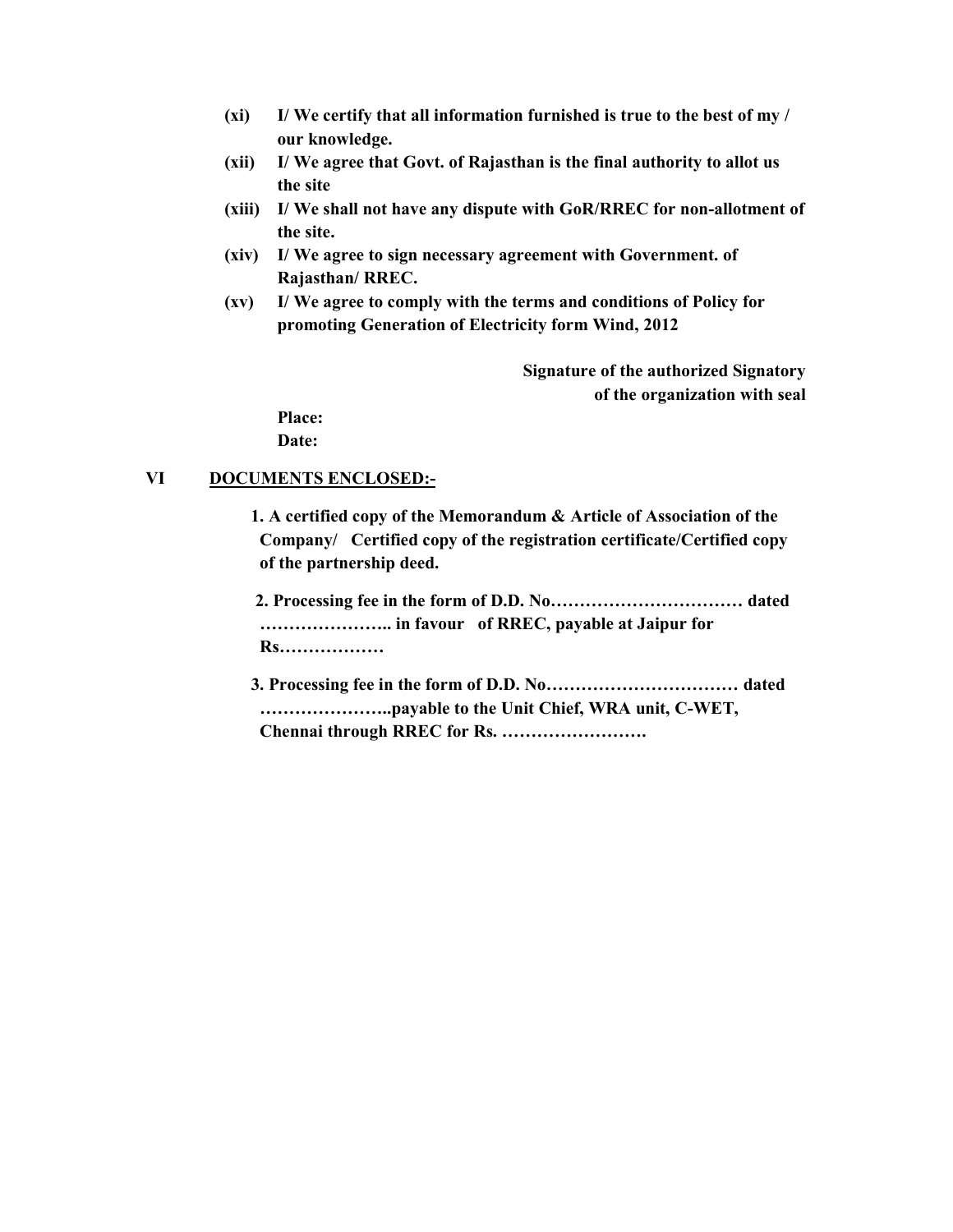**(xi) I/ We certify that all information furnished is true to the best of my / our knowledge.**

**(xii) I/ We agree that Govt. of Rajasthan is the final authority to allot us the site**

**(xiii) I/ We shall not have any dispute with GoR/RREC for non-allotment of the site.**

**(xiv) I/ We agree to sign necessary agreement with Government. of Rajasthan/ RREC.**

**(xv) I/ We agree to comply with the terms and conditions of Policy for promoting Generation of Electricity form Wind, 2012**

**Signature of the authorized Signatory of the organization with seal**

**Place:**

**Date:**

## VI DOCUMENTS ENCLOSED:-

1. **A certified copy of the Memorandum & Article of Association of the Company/ Certified copy of the registration certificate/Certified copy of the partnership deed.**
2. **Processing fee in the form of D.D. No…………………………… dated ………………….. in favour of RREC, payable at Jaipur for Rs………………**
3. **Processing fee in the form of D.D. No…………………………… dated …………………..payable to the Unit Chief, WRA unit, C-WET, Chennai through RREC for Rs. …………………….**